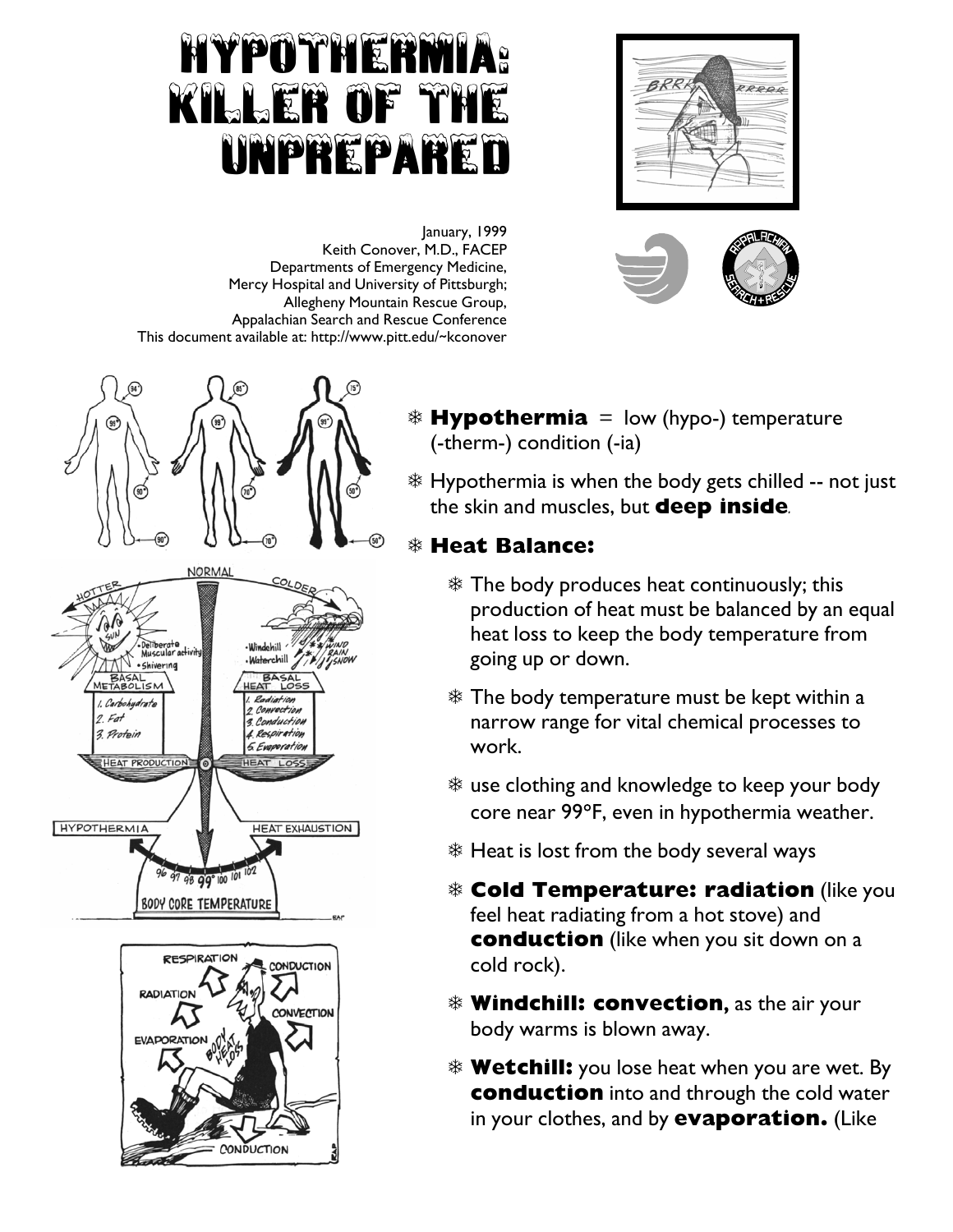# HYPOTHERMIA: KILLER OF THE UNPREPARED

January, 1999
Keith Conover, M.D., FACEP
Departments of Emergency Medicine,
Mercy Hospital and University of Pittsburgh;
Allegheny Mountain Rescue Group,
Appalachian Search and Rescue Conference
This document available at: http://www.pitt.edu/~kconover

- **Hypothermia** = low (hypo-) temperature (-therm-) condition (-ia)
- Hypothermia is when the body gets chilled -- not just the skin and muscles, but **deep inside**.
- **Heat Balance:**
  - The body produces heat continuously; this production of heat must be balanced by an equal heat loss to keep the body temperature from going up or down.
  - The body temperature must be kept within a narrow range for vital chemical processes to work.
  - use clothing and knowledge to keep your body core near 99°F, even in hypothermia weather.
  - Heat is lost from the body several ways
  - **Cold Temperature: radiation** (like you feel heat radiating from a hot stove) and **conduction** (like when you sit down on a cold rock).
  - **Windchill: convection,** as the air your body warms is blown away.
  - **Wetchill:** you lose heat when you are wet. By **conduction** into and through the cold water in your clothes, and by **evaporation.** (Like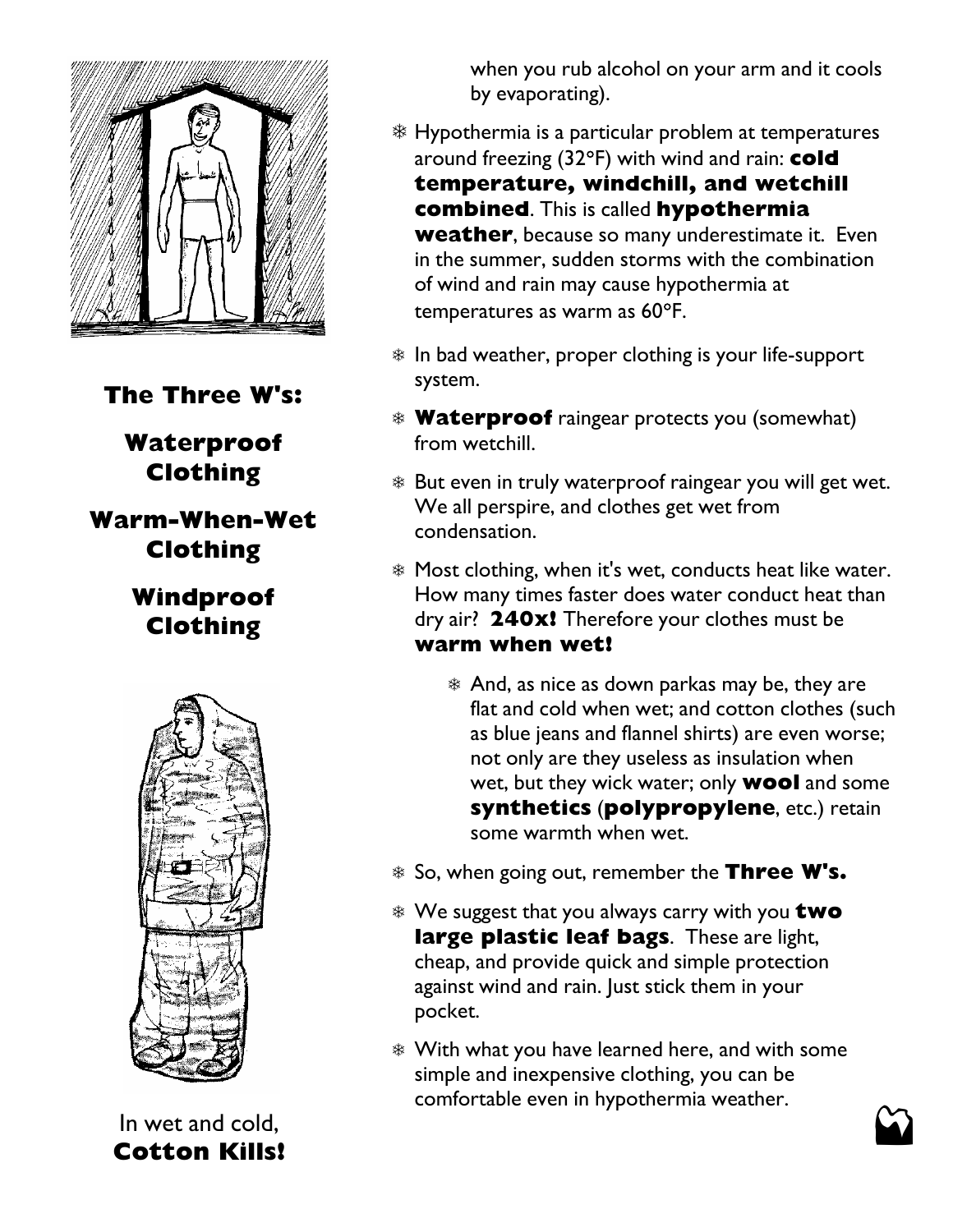**The Three W's:**

**Waterproof Clothing**

**Warm-When-Wet Clothing**

**Windproof Clothing**

In wet and cold, **Cotton Kills!**

when you rub alcohol on your arm and it cools by evaporating).

- Hypothermia is a particular problem at temperatures around freezing (32°F) with wind and rain: **cold temperature, windchill, and wetchill combined**. This is called **hypothermia weather**, because so many underestimate it. Even in the summer, sudden storms with the combination of wind and rain may cause hypothermia at temperatures as warm as 60°F.
- In bad weather, proper clothing is your life-support system.
- **Waterproof** raingear protects you (somewhat) from wetchill.
- But even in truly waterproof raingear you will get wet. We all perspire, and clothes get wet from condensation.
- Most clothing, when it's wet, conducts heat like water. How many times faster does water conduct heat than dry air? **240x!** Therefore your clothes must be **warm when wet!**
  - And, as nice as down parkas may be, they are flat and cold when wet; and cotton clothes (such as blue jeans and flannel shirts) are even worse; not only are they useless as insulation when wet, but they wick water; only **wool** and some **synthetics** (**polypropylene**, etc.) retain some warmth when wet.
- So, when going out, remember the **Three W's.**
- We suggest that you always carry with you **two large plastic leaf bags**. These are light, cheap, and provide quick and simple protection against wind and rain. Just stick them in your pocket.
- With what you have learned here, and with some simple and inexpensive clothing, you can be comfortable even in hypothermia weather.